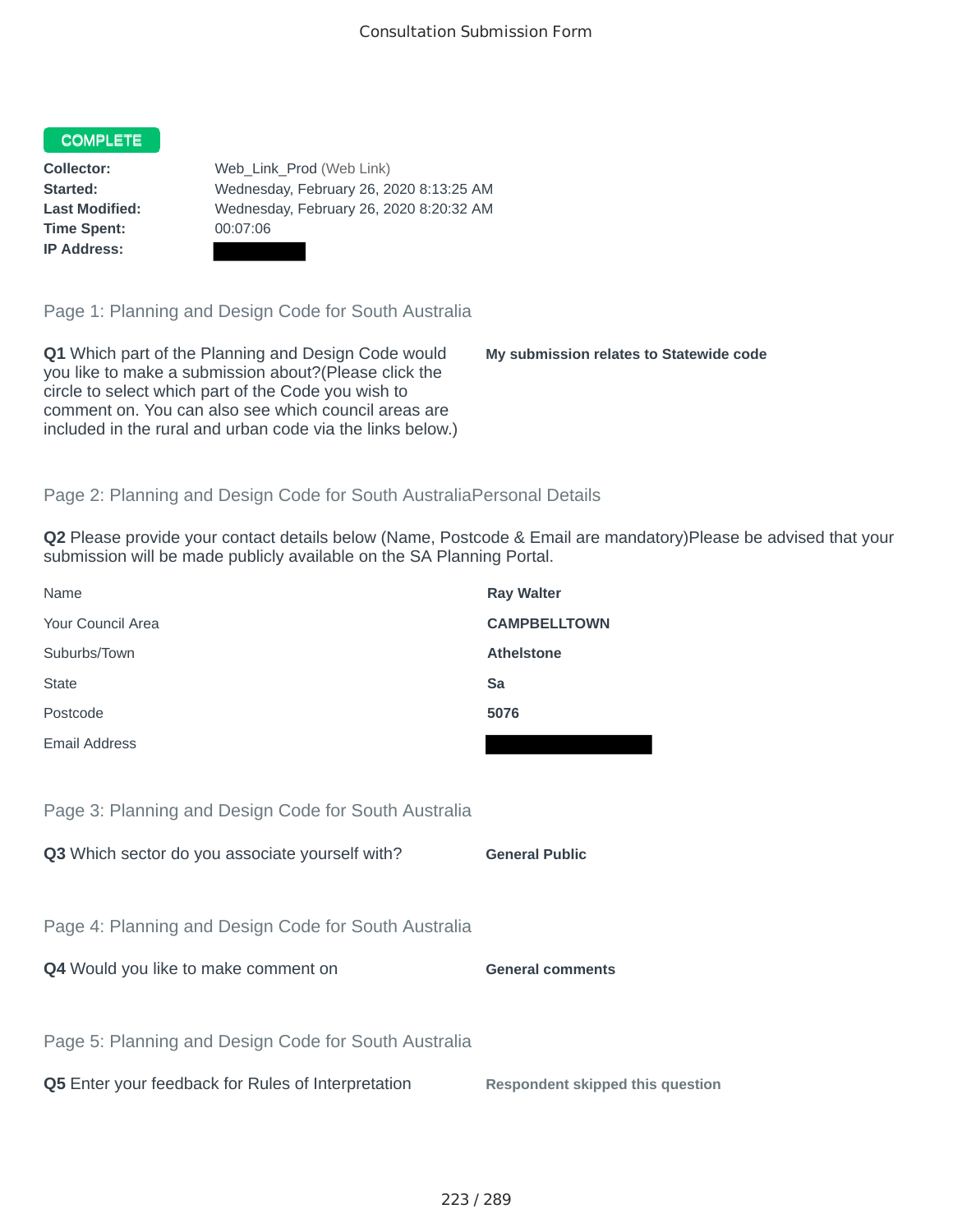Consultation Submission Form

**COMPLETE**

| | |
|---|---|
| **Collector:** | Web_Link_Prod (Web Link) |
| **Started:** | Wednesday, February 26, 2020 8:13:25 AM |
| **Last Modified:** | Wednesday, February 26, 2020 8:20:32 AM |
| **Time Spent:** | 00:07:06 |
| **IP Address:** | |

## Page 1: Planning and Design Code for South Australia

**Q1** Which part of the Planning and Design Code would you like to make a submission about?(Please click the circle to select which part of the Code you wish to comment on. You can also see which council areas are included in the rural and urban code via the links below.)

**My submission relates to Statewide code**

## Page 2: Planning and Design Code for South AustraliaPersonal Details

**Q2** Please provide your contact details below (Name, Postcode & Email are mandatory)Please be advised that your submission will be made publicly available on the SA Planning Portal.

| | |
|---|---|
| Name | **Ray Walter** |
| Your Council Area | **CAMPBELLTOWN** |
| Suburbs/Town | **Athelstone** |
| State | **Sa** |
| Postcode | **5076** |
| Email Address | |

## Page 3: Planning and Design Code for South Australia

**Q3** Which sector do you associate yourself with?

**General Public**

## Page 4: Planning and Design Code for South Australia

**Q4** Would you like to make comment on

**General comments**

## Page 5: Planning and Design Code for South Australia

**Q5** Enter your feedback for Rules of Interpretation

**Respondent skipped this question**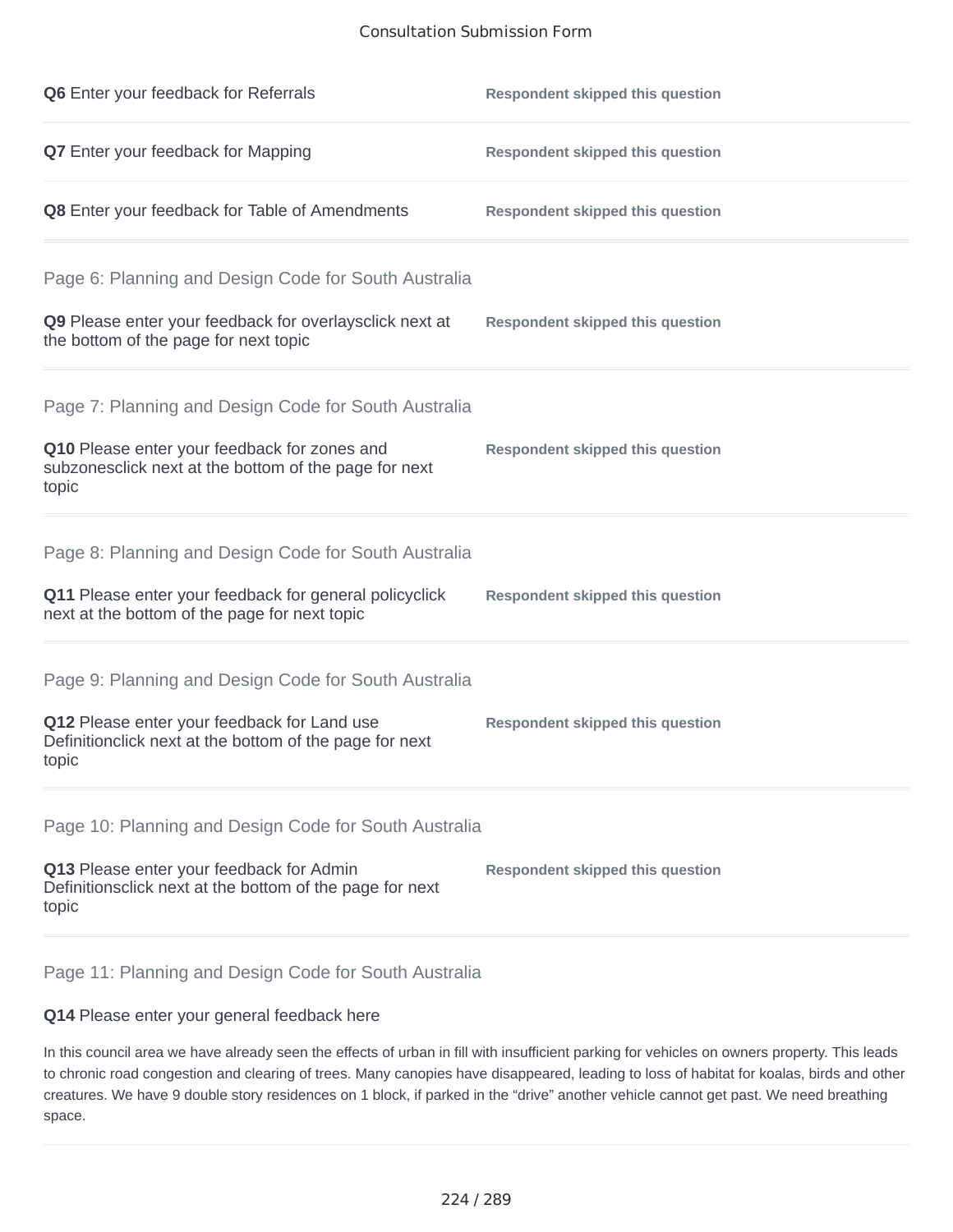**Q6** Enter your feedback for Referrals

Respondent skipped this question

**Q7** Enter your feedback for Mapping

Respondent skipped this question

**Q8** Enter your feedback for Table of Amendments

Respondent skipped this question

## Page 6: Planning and Design Code for South Australia

**Q9** Please enter your feedback for overlaysclick next at the bottom of the page for next topic

Respondent skipped this question

## Page 7: Planning and Design Code for South Australia

**Q10** Please enter your feedback for zones and subzonesclick next at the bottom of the page for next topic

Respondent skipped this question

## Page 8: Planning and Design Code for South Australia

**Q11** Please enter your feedback for general policyclick next at the bottom of the page for next topic

Respondent skipped this question

## Page 9: Planning and Design Code for South Australia

**Q12** Please enter your feedback for Land use Definitionclick next at the bottom of the page for next topic

Respondent skipped this question

## Page 10: Planning and Design Code for South Australia

**Q13** Please enter your feedback for Admin Definitionsclick next at the bottom of the page for next topic

Respondent skipped this question

## Page 11: Planning and Design Code for South Australia

**Q14** Please enter your general feedback here

In this council area we have already seen the effects of urban in fill with insufficient parking for vehicles on owners property. This leads to chronic road congestion and clearing of trees. Many canopies have disappeared, leading to loss of habitat for koalas, birds and other creatures. We have 9 double story residences on 1 block, if parked in the "drive" another vehicle cannot get past. We need breathing space.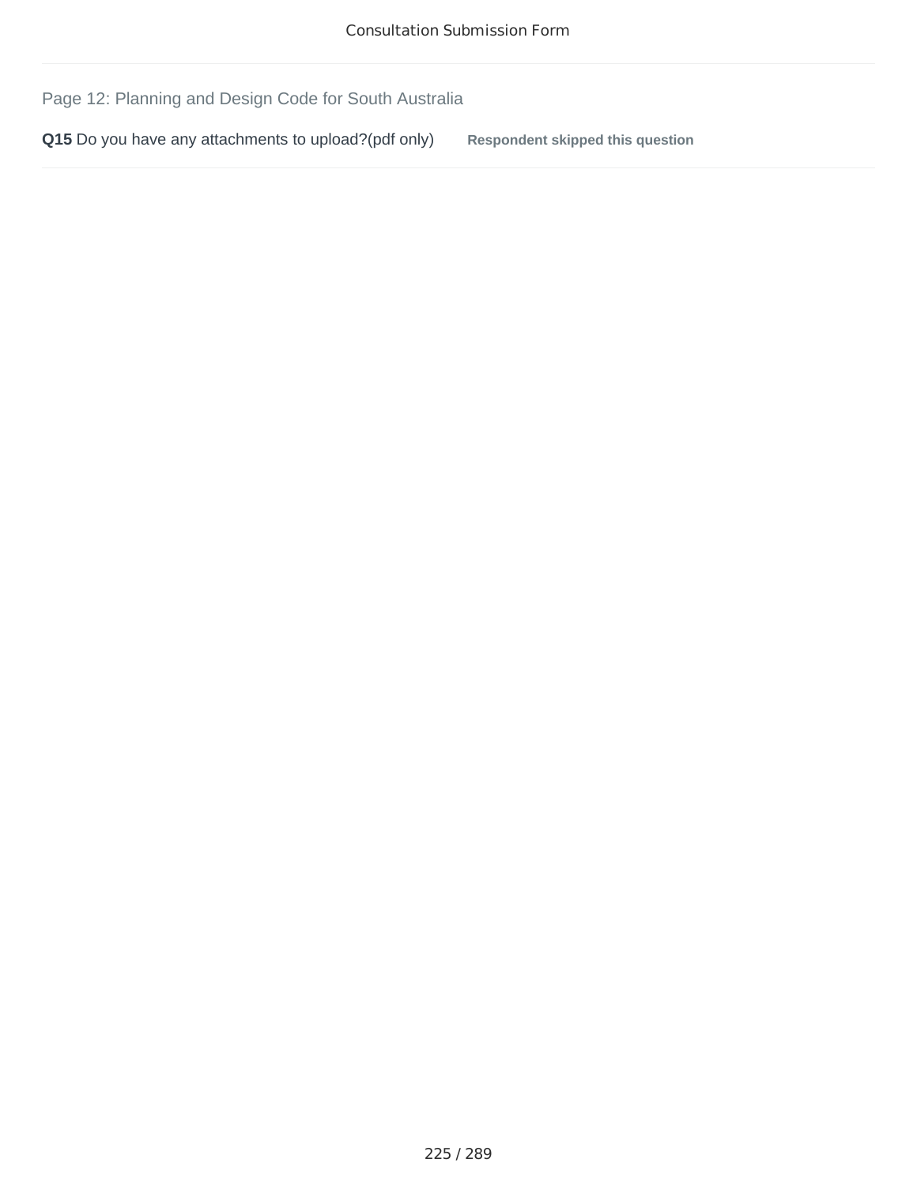Page 12: Planning and Design Code for South Australia

**Q15** Do you have any attachments to upload?(pdf only) **Respondent skipped this question**